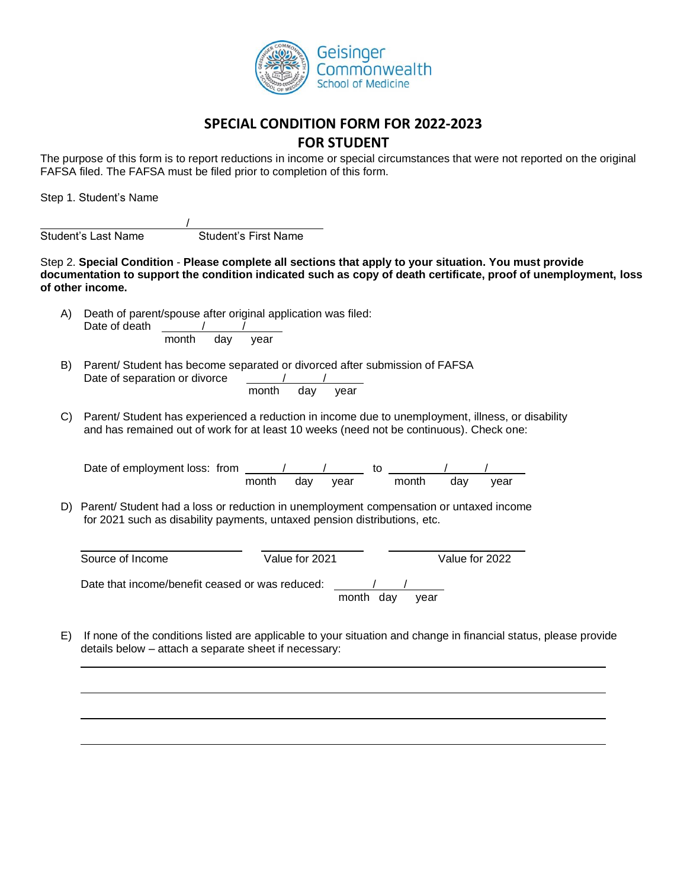Geisinger Commonwealth School of Medicine

# SPECIAL CONDITION FORM FOR 2022-2023

## FOR STUDENT

The purpose of this form is to report reductions in income or special circumstances that were not reported on the original FAFSA filed. The FAFSA must be filed prior to completion of this form.

Step 1. Student's Name

\_\_\_\_\_\_\_\_\_\_\_\_\_\_\_\_\_\_\_\_ / \_\_\_\_\_\_\_\_\_\_\_\_\_\_\_\_\_\_\_\_

Student's Last Name Student's First Name

Step 2. **Special Condition** - **Please complete all sections that apply to your situation. You must provide documentation to support the condition indicated such as copy of death certificate, proof of unemployment, loss of other income.**

A) Death of parent/spouse after original application was filed:
Date of death \_\_\_\_\_\_ / \_\_\_\_\_\_ / \_\_\_\_\_\_
month day year

B) Parent/ Student has become separated or divorced after submission of FAFSA
Date of separation or divorce \_\_\_\_\_\_ / \_\_\_\_\_\_ / \_\_\_\_\_\_
month day year

C) Parent/ Student has experienced a reduction in income due to unemployment, illness, or disability and has remained out of work for at least 10 weeks (need not be continuous). Check one:

Date of employment loss: from \_\_\_\_\_\_ / \_\_\_\_\_\_ / \_\_\_\_\_\_ to \_\_\_\_\_\_ / \_\_\_\_\_\_ / \_\_\_\_\_\_
month day year month day year

D) Parent/ Student had a loss or reduction in unemployment compensation or untaxed income for 2021 such as disability payments, untaxed pension distributions, etc.

\_\_\_\_\_\_\_\_\_\_\_\_\_\_\_\_\_\_\_\_ \_\_\_\_\_\_\_\_\_\_\_\_\_\_\_\_\_\_\_\_ \_\_\_\_\_\_\_\_\_\_\_\_\_\_\_\_\_\_\_\_

Source of Income Value for 2021 Value for 2022

Date that income/benefit ceased or was reduced: \_\_\_\_\_\_ / \_\_\_\_\_\_ / \_\_\_\_\_\_
month day year

E) If none of the conditions listed are applicable to your situation and change in financial status, please provide details below – attach a separate sheet if necessary:

\_\_\_\_\_\_\_\_\_\_\_\_\_\_\_\_\_\_\_\_\_\_\_\_\_\_\_\_\_\_\_\_\_\_\_\_\_\_\_\_\_\_\_\_\_\_\_\_\_\_\_\_\_\_\_\_\_\_\_\_

\_\_\_\_\_\_\_\_\_\_\_\_\_\_\_\_\_\_\_\_\_\_\_\_\_\_\_\_\_\_\_\_\_\_\_\_\_\_\_\_\_\_\_\_\_\_\_\_\_\_\_\_\_\_\_\_\_\_\_\_

\_\_\_\_\_\_\_\_\_\_\_\_\_\_\_\_\_\_\_\_\_\_\_\_\_\_\_\_\_\_\_\_\_\_\_\_\_\_\_\_\_\_\_\_\_\_\_\_\_\_\_\_\_\_\_\_\_\_\_\_

\_\_\_\_\_\_\_\_\_\_\_\_\_\_\_\_\_\_\_\_\_\_\_\_\_\_\_\_\_\_\_\_\_\_\_\_\_\_\_\_\_\_\_\_\_\_\_\_\_\_\_\_\_\_\_\_\_\_\_\_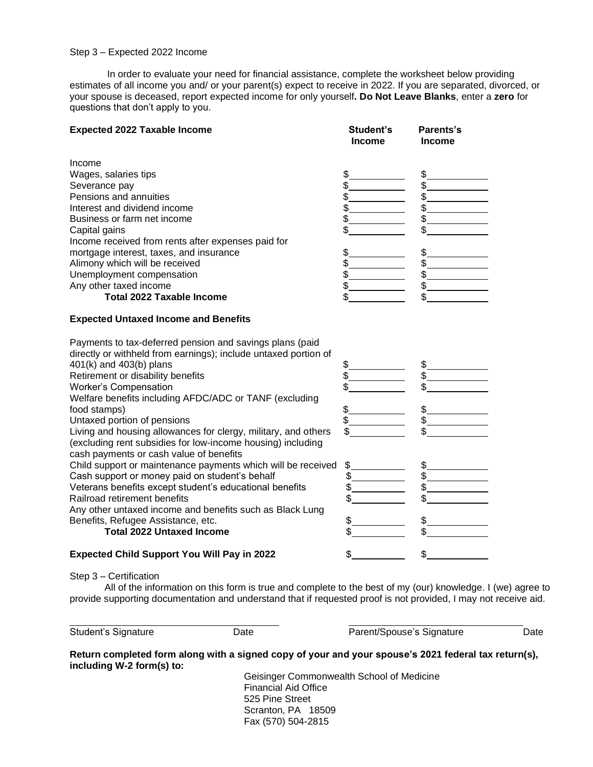Step 3 – Expected 2022 Income

In order to evaluate your need for financial assistance, complete the worksheet below providing estimates of all income you and/ or your parent(s) expect to receive in 2022. If you are separated, divorced, or your spouse is deceased, report expected income for only yourself**. Do Not Leave Blanks**, enter a **zero** for questions that don't apply to you.

| **Expected 2022 Taxable Income** | **Student's Income** | **Parents's Income** |
|---|---|---|
| Income | | |
| Wages, salaries tips | $ | $ |
| Severance pay | $ | $ |
| Pensions and annuities | $ | $ |
| Interest and dividend income | $ | $ |
| Business or farm net income | $ | $ |
| Capital gains | $ | $ |
| Income received from rents after expenses paid for mortgage interest, taxes, and insurance | $ | $ |
| Alimony which will be received | $ | $ |
| Unemployment compensation | $ | $ |
| Any other taxed income | $ | $ |
| **Total 2022 Taxable Income** | $ | $ |
| **Expected Untaxed Income and Benefits** | | |
| Payments to tax-deferred pension and savings plans (paid directly or withheld from earnings); include untaxed portion of 401(k) and 403(b) plans | $ | $ |
| Retirement or disability benefits | $ | $ |
| Worker's Compensation | $ | $ |
| Welfare benefits including AFDC/ADC or TANF (excluding food stamps) | $ | $ |
| Untaxed portion of pensions | $ | $ |
| Living and housing allowances for clergy, military, and others (excluding rent subsidies for low-income housing) including cash payments or cash value of benefits | $ | $ |
| Child support or maintenance payments which will be received | $ | $ |
| Cash support or money paid on student's behalf | $ | $ |
| Veterans benefits except student's educational benefits | $ | $ |
| Railroad retirement benefits | $ | $ |
| Any other untaxed income and benefits such as Black Lung Benefits, Refugee Assistance, etc. | $ | $ |
| **Total 2022 Untaxed Income** | $ | $ |
| **Expected Child Support You Will Pay in 2022** | $ | $ |

Step 3 – Certification

All of the information on this form is true and complete to the best of my (our) knowledge. I (we) agree to provide supporting documentation and understand that if requested proof is not provided, I may not receive aid.

Student's Signature ____________ Date ____________ Parent/Spouse's Signature ____________ Date ____________

**Return completed form along with a signed copy of your and your spouse's 2021 federal tax return(s), including W-2 form(s) to:**

Geisinger Commonwealth School of Medicine
Financial Aid Office
525 Pine Street
Scranton, PA 18509
Fax (570) 504-2815